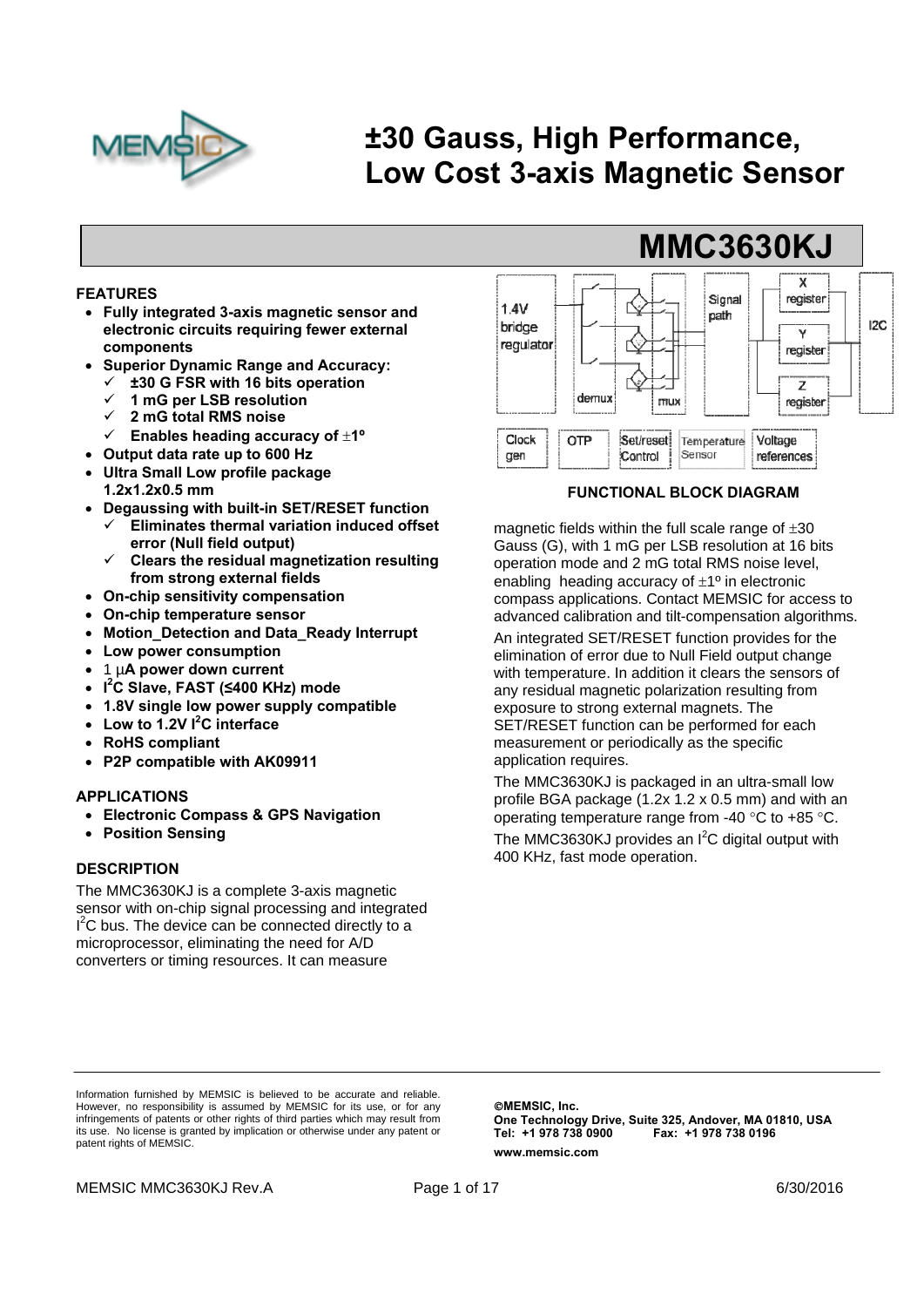# ±30 Gauss, High Performance, Low Cost 3-axis Magnetic Sensor

## MMC3630KJ

### FEATURES

- **Fully integrated 3-axis magnetic sensor and electronic circuits requiring fewer external components**
- **Superior Dynamic Range and Accuracy:**
  - ✓ **±30 G FSR with 16 bits operation**
  - ✓ **1 mG per LSB resolution**
  - ✓ **2 mG total RMS noise**
  - ✓ **Enables heading accuracy of ±1º**
- **Output data rate up to 600 Hz**
- **Ultra Small Low profile package 1.2x1.2x0.5 mm**
- **Degaussing with built-in SET/RESET function**
  - ✓ **Eliminates thermal variation induced offset error (Null field output)**
  - ✓ **Clears the residual magnetization resulting from strong external fields**
- **On-chip sensitivity compensation**
- **On-chip temperature sensor**
- **Motion_Detection and Data_Ready Interrupt**
- **Low power consumption**
- **1 μA power down current**
- **$I^2C$ Slave, FAST (≤400 KHz) mode**
- **1.8V single low power supply compatible**
- **Low to 1.2V $I^2C$ interface**
- **RoHS compliant**
- **P2P compatible with AK09911**

### APPLICATIONS

- **Electronic Compass & GPS Navigation**
- **Position Sensing**

### DESCRIPTION

The MMC3630KJ is a complete 3-axis magnetic sensor with on-chip signal processing and integrated $I^2C$ bus. The device can be connected directly to a microprocessor, eliminating the need for A/D converters or timing resources. It can measure magnetic fields within the full scale range of ±30 Gauss (G), with 1 mG per LSB resolution at 16 bits operation mode and 2 mG total RMS noise level, enabling heading accuracy of ±1º in electronic compass applications. Contact MEMSIC for access to advanced calibration and tilt-compensation algorithms.

An integrated SET/RESET function provides for the elimination of error due to Null Field output change with temperature. In addition it clears the sensors of any residual magnetic polarization resulting from exposure to strong external magnets. The SET/RESET function can be performed for each measurement or periodically as the specific application requires.

The MMC3630KJ is packaged in an ultra-small low profile BGA package (1.2x 1.2 x 0.5 mm) and with an operating temperature range from -40 °C to +85 °C.

The MMC3630KJ provides an $I^2C$ digital output with 400 KHz, fast mode operation.

1.4V bridge regulator | demux | mux | Signal path | X register | Y register | Z register | I2C | Clock gen | OTP | Set/reset Control | Temperature Sensor | Voltage references

**FUNCTIONAL BLOCK DIAGRAM**

Information furnished by MEMSIC is believed to be accurate and reliable. However, no responsibility is assumed by MEMSIC for its use, or for any infringements of patents or other rights of third parties which may result from its use. No license is granted by implication or otherwise under any patent or patent rights of MEMSIC.

**©MEMSIC, Inc.**
**One Technology Drive, Suite 325, Andover, MA 01810, USA**
**Tel: +1 978 738 0900 Fax: +1 978 738 0196**
**www.memsic.com**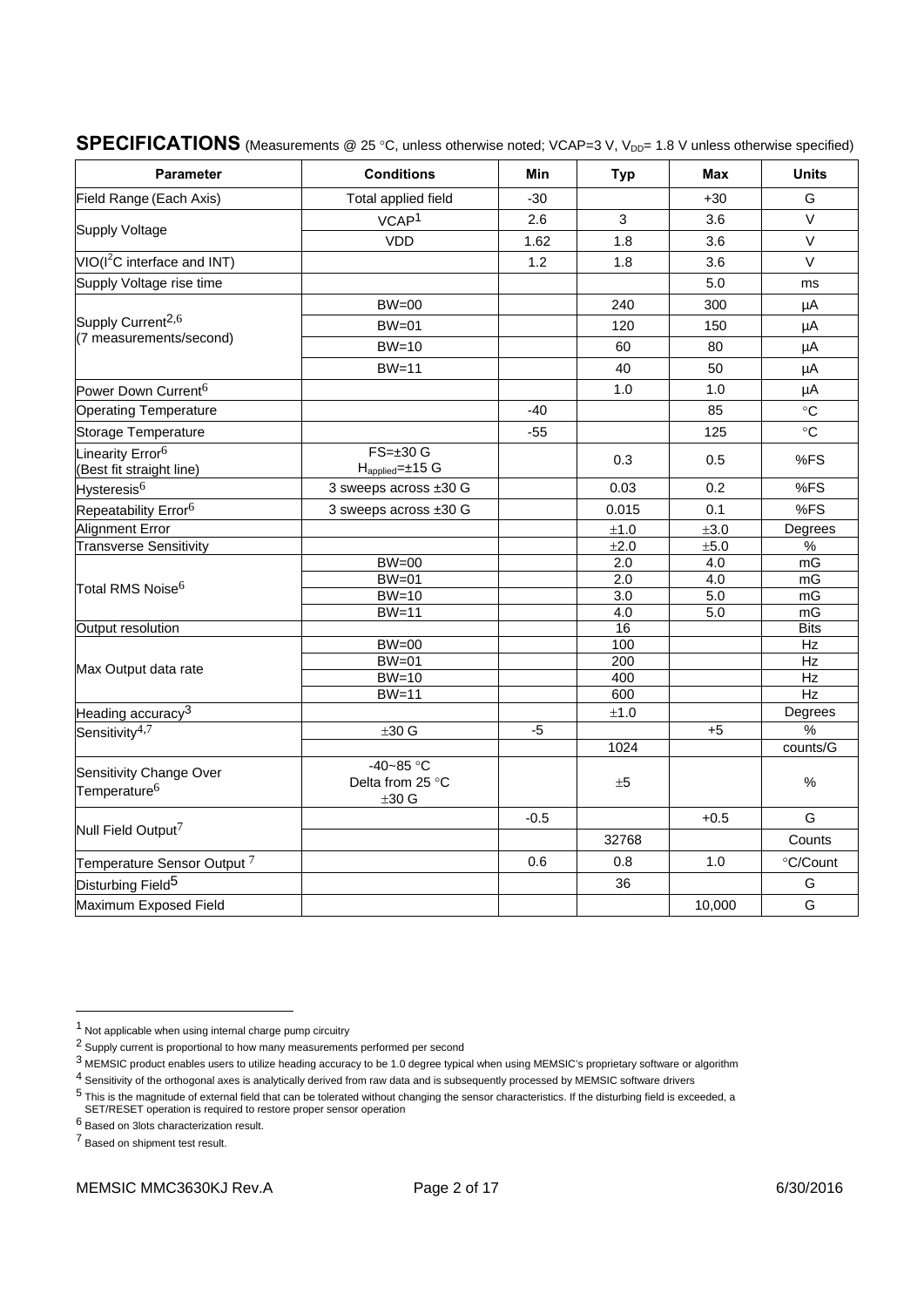## SPECIFICATIONS (Measurements @ 25 °C, unless otherwise noted; VCAP=3 V, $V_{DD}$= 1.8 V unless otherwise specified)

| Parameter | Conditions | Min | Typ | Max | Units |
|---|---|---|---|---|---|
| Field Range (Each Axis) | Total applied field | -30 | | +30 | G |
| Supply Voltage | VCAP[1] | 2.6 | 3 | 3.6 | V |
| | VDD | 1.62 | 1.8 | 3.6 | V |
| VIO($I^2C$ interface and INT) | | 1.2 | 1.8 | 3.6 | V |
| Supply Voltage rise time | | | | 5.0 | ms |
| Supply Current[2,6] (7 measurements/second) | BW=00 | | 240 | 300 | μA |
| | BW=01 | | 120 | 150 | μA |
| | BW=10 | | 60 | 80 | μA |
| | BW=11 | | 40 | 50 | μA |
| Power Down Current[6] | | | 1.0 | 1.0 | μA |
| Operating Temperature | | -40 | | 85 | °C |
| Storage Temperature | | -55 | | 125 | °C |
| Linearity Error[6] (Best fit straight line) | FS=±30 G $H_{applied}$=±15 G | | 0.3 | 0.5 | %FS |
| Hysteresis[6] | 3 sweeps across ±30 G | | 0.03 | 0.2 | %FS |
| Repeatability Error[6] | 3 sweeps across ±30 G | | 0.015 | 0.1 | %FS |
| Alignment Error | | | ±1.0 | ±3.0 | Degrees |
| Transverse Sensitivity | | | ±2.0 | ±5.0 | % |
| Total RMS Noise[6] | BW=00 | | 2.0 | 4.0 | mG |
| | BW=01 | | 2.0 | 4.0 | mG |
| | BW=10 | | 3.0 | 5.0 | mG |
| | BW=11 | | 4.0 | 5.0 | mG |
| Output resolution | | | 16 | | Bits |
| Max Output data rate | BW=00 | | 100 | | Hz |
| | BW=01 | | 200 | | Hz |
| | BW=10 | | 400 | | Hz |
| | BW=11 | | 600 | | Hz |
| Heading accuracy[3] | | | ±1.0 | | Degrees |
| Sensitivity[4,7] | ±30 G | -5 | | +5 | % |
| | | | 1024 | | counts/G |
| Sensitivity Change Over Temperature[6] | -40~85 °C Delta from 25 °C ±30 G | | ±5 | | % |
| Null Field Output[7] | | -0.5 | | +0.5 | G |
| | | | 32768 | | Counts |
| Temperature Sensor Output [7] | | 0.6 | 0.8 | 1.0 | °C/Count |
| Disturbing Field[5] | | | 36 | | G |
| Maximum Exposed Field | | | | 10,000 | G |

[1] Not applicable when using internal charge pump circuitry

[2] Supply current is proportional to how many measurements performed per second

[3] MEMSIC product enables users to utilize heading accuracy to be 1.0 degree typical when using MEMSIC's proprietary software or algorithm

[4] Sensitivity of the orthogonal axes is analytically derived from raw data and is subsequently processed by MEMSIC software drivers

[5] This is the magnitude of external field that can be tolerated without changing the sensor characteristics. If the disturbing field is exceeded, a SET/RESET operation is required to restore proper sensor operation

[6] Based on 3lots characterization result.

[7] Based on shipment test result.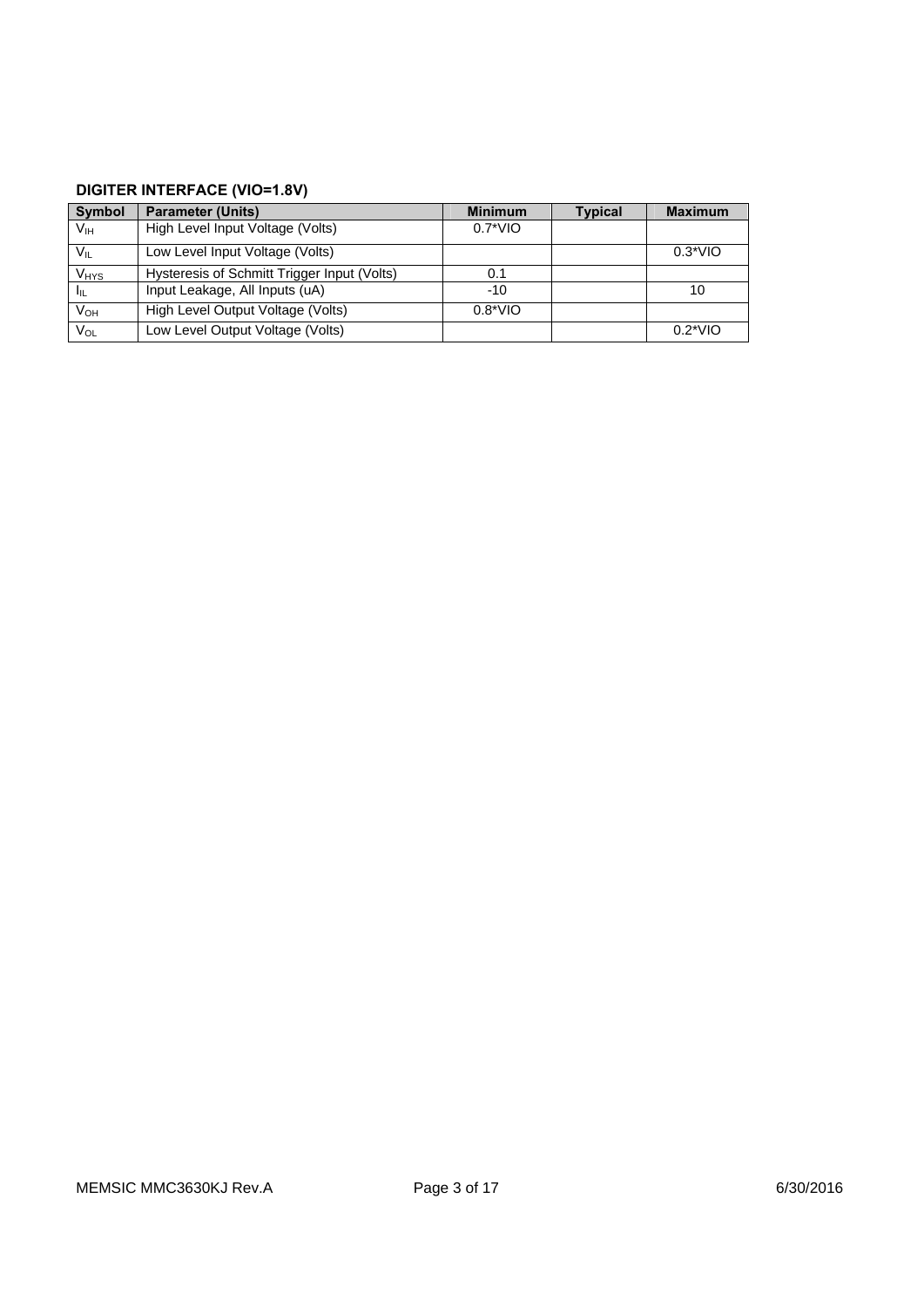### DIGITER INTERFACE (VIO=1.8V)

| Symbol | Parameter (Units) | Minimum | Typical | Maximum |
|---|---|---|---|---|
| $V_{IH}$ | High Level Input Voltage (Volts) | 0.7*VIO | | |
| $V_{IL}$ | Low Level Input Voltage (Volts) | | | 0.3*VIO |
| $V_{HYS}$ | Hysteresis of Schmitt Trigger Input (Volts) | 0.1 | | |
| $I_{IL}$ | Input Leakage, All Inputs (uA) | -10 | | 10 |
| $V_{OH}$ | High Level Output Voltage (Volts) | 0.8*VIO | | |
| $V_{OL}$ | Low Level Output Voltage (Volts) | | | 0.2*VIO |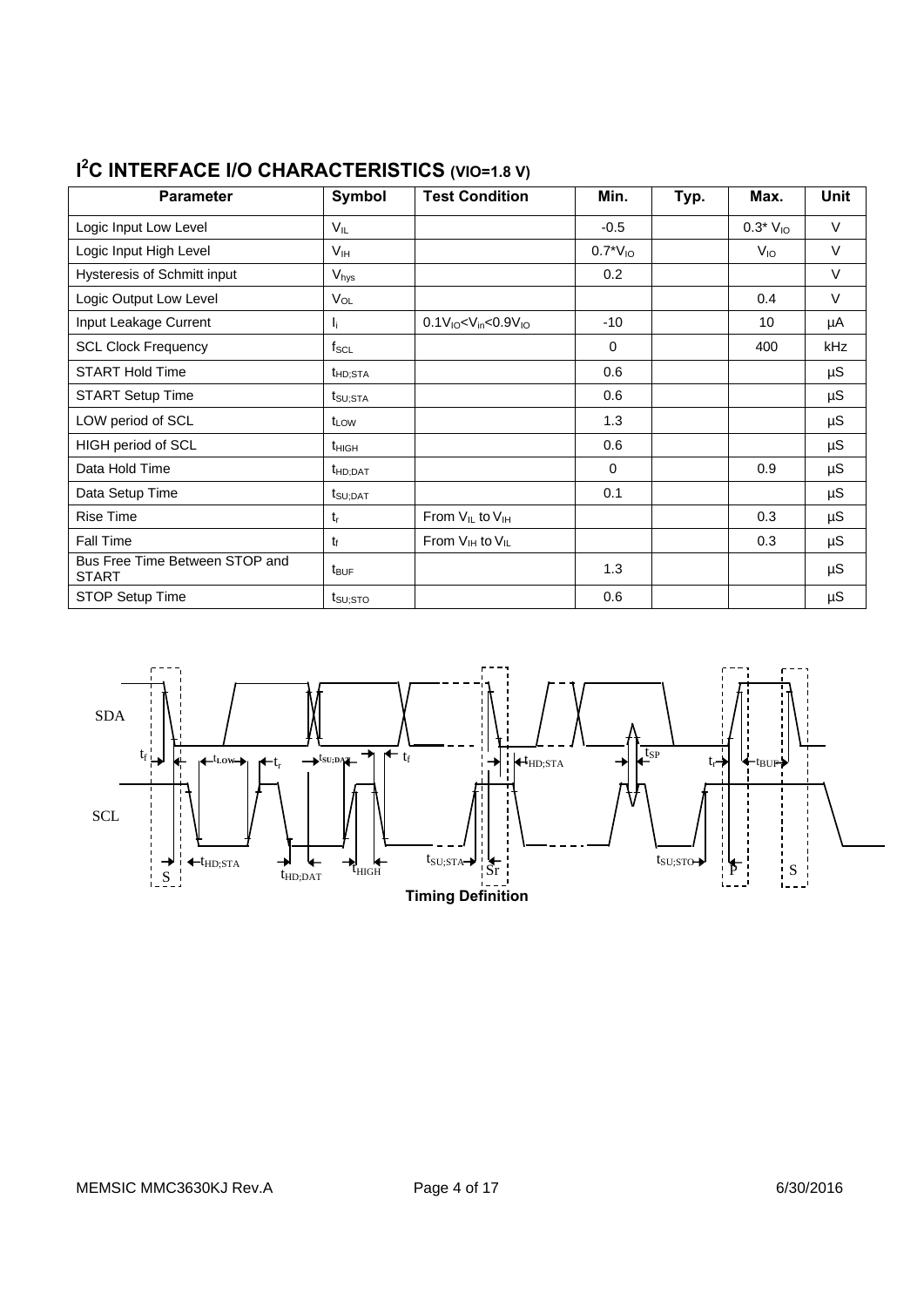## $I^2C$ INTERFACE I/O CHARACTERISTICS (VIO=1.8 V)

| Parameter | Symbol | Test Condition | Min. | Typ. | Max. | Unit |
|---|---|---|---|---|---|---|
| Logic Input Low Level | $V_{IL}$ | | -0.5 | | $0.3^* V_{IO}$ | V |
| Logic Input High Level | $V_{IH}$ | | $0.7^*V_{IO}$ | | $V_{IO}$ | V |
| Hysteresis of Schmitt input | $V_{hys}$ | | 0.2 | | | V |
| Logic Output Low Level | $V_{OL}$ | | | | 0.4 | V |
| Input Leakage Current | $I_i$ | $0.1V_{IO}<V_{in}<0.9V_{IO}$ | -10 | | 10 | µA |
| SCL Clock Frequency | $f_{SCL}$ | | 0 | | 400 | kHz |
| START Hold Time | $t_{HD;STA}$ | | 0.6 | | | µS |
| START Setup Time | $t_{SU;STA}$ | | 0.6 | | | µS |
| LOW period of SCL | $t_{LOW}$ | | 1.3 | | | µS |
| HIGH period of SCL | $t_{HIGH}$ | | 0.6 | | | µS |
| Data Hold Time | $t_{HD;DAT}$ | | 0 | | 0.9 | µS |
| Data Setup Time | $t_{SU;DAT}$ | | 0.1 | | | µS |
| Rise Time | $t_r$ | From $V_{IL}$ to $V_{IH}$ | | | 0.3 | µS |
| Fall Time | $t_f$ | From $V_{IH}$ to $V_{IL}$ | | | 0.3 | µS |
| Bus Free Time Between STOP and START | $t_{BUF}$ | | 1.3 | | | µS |
| STOP Setup Time | $t_{SU;STO}$ | | 0.6 | | | µS |

**Timing Definition**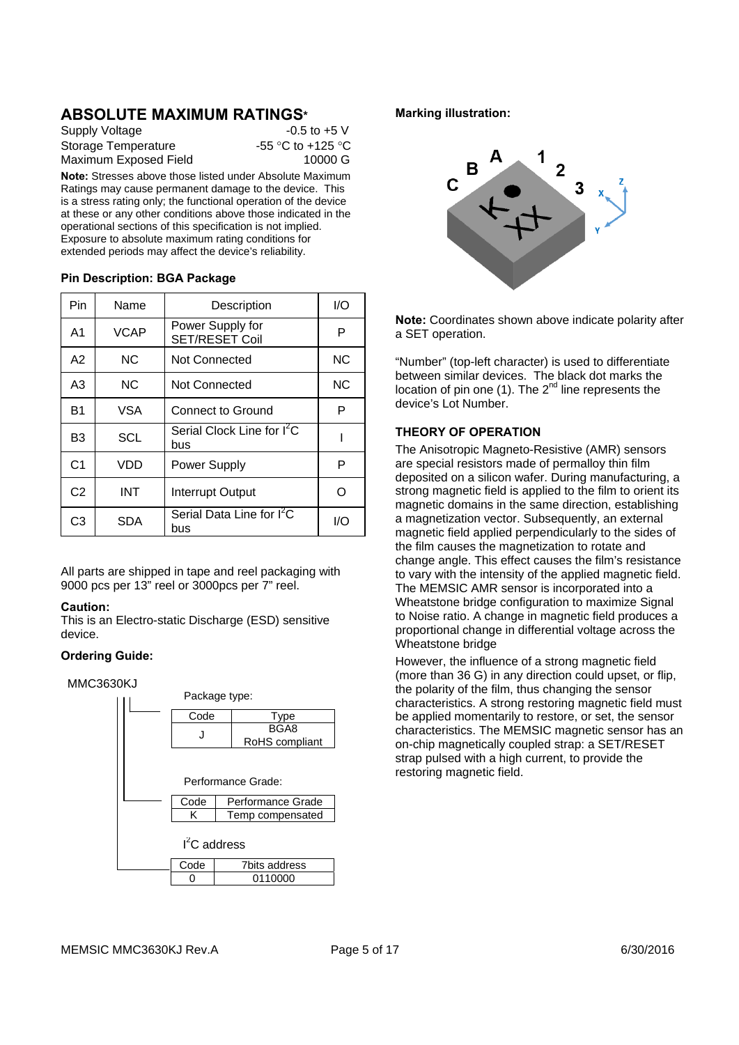## ABSOLUTE MAXIMUM RATINGS*

| | |
|---|---|
| Supply Voltage | -0.5 to +5 V |
| Storage Temperature | -55 °C to +125 °C |
| Maximum Exposed Field | 10000 G |

**Note:** Stresses above those listed under Absolute Maximum Ratings may cause permanent damage to the device. This is a stress rating only; the functional operation of the device at these or any other conditions above those indicated in the operational sections of this specification is not implied. Exposure to absolute maximum rating conditions for extended periods may affect the device's reliability.

**Pin Description: BGA Package**

| Pin | Name | Description | I/O |
|---|---|---|---|
| A1 | VCAP | Power Supply for SET/RESET Coil | P |
| A2 | NC | Not Connected | NC |
| A3 | NC | Not Connected | NC |
| B1 | VSA | Connect to Ground | P |
| B3 | SCL | Serial Clock Line for I²C bus | I |
| C1 | VDD | Power Supply | P |
| C2 | INT | Interrupt Output | O |
| C3 | SDA | Serial Data Line for I²C bus | I/O |

All parts are shipped in tape and reel packaging with 9000 pcs per 13" reel or 3000pcs per 7" reel.

**Caution:**
This is an Electro-static Discharge (ESD) sensitive device.

**Ordering Guide:**

MMC3630KJ

Package type:

| Code | Type |
|---|---|
| J | BGA8 RoHS compliant |

Performance Grade:

| Code | Performance Grade |
|---|---|
| K | Temp compensated |

I²C address

| Code | 7bits address |
|---|---|
| 0 | 0110000 |

**Marking illustration:**

**Note:** Coordinates shown above indicate polarity after a SET operation.

"Number" (top-left character) is used to differentiate between similar devices. The black dot marks the location of pin one (1). The 2nd line represents the device's Lot Number.

### THEORY OF OPERATION

The Anisotropic Magneto-Resistive (AMR) sensors are special resistors made of permalloy thin film deposited on a silicon wafer. During manufacturing, a strong magnetic field is applied to the film to orient its magnetic domains in the same direction, establishing a magnetization vector. Subsequently, an external magnetic field applied perpendicularly to the sides of the film causes the magnetization to rotate and change angle. This effect causes the film's resistance to vary with the intensity of the applied magnetic field. The MEMSIC AMR sensor is incorporated into a Wheatstone bridge configuration to maximize Signal to Noise ratio. A change in magnetic field produces a proportional change in differential voltage across the Wheatstone bridge

However, the influence of a strong magnetic field (more than 36 G) in any direction could upset, or flip, the polarity of the film, thus changing the sensor characteristics. A strong restoring magnetic field must be applied momentarily to restore, or set, the sensor characteristics. The MEMSIC magnetic sensor has an on-chip magnetically coupled strap: a SET/RESET strap pulsed with a high current, to provide the restoring magnetic field.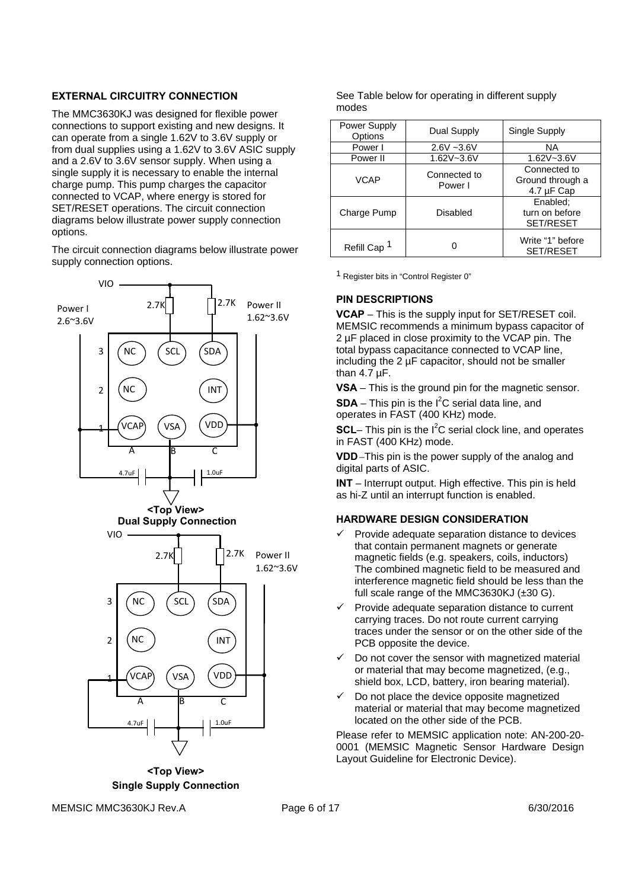## EXTERNAL CIRCUITRY CONNECTION

The MMC3630KJ was designed for flexible power connections to support existing and new designs. It can operate from a single 1.62V to 3.6V supply or from dual supplies using a 1.62V to 3.6V ASIC supply and a 2.6V to 3.6V sensor supply. When using a single supply it is necessary to enable the internal charge pump. This pump charges the capacitor connected to VCAP, where energy is stored for SET/RESET operations. The circuit connection diagrams below illustrate power supply connection options.

The circuit connection diagrams below illustrate power supply connection options.

**<Top View>**
**Dual Supply Connection**

**<Top View>**
**Single Supply Connection**

See Table below for operating in different supply modes

| Power Supply Options | Dual Supply | Single Supply |
|---|---|---|
| Power I | 2.6V ~3.6V | NA |
| Power II | 1.62V~3.6V | 1.62V~3.6V |
| VCAP | Connected to Power I | Connected to Ground through a 4.7 µF Cap |
| Charge Pump | Disabled | Enabled; turn on before SET/RESET |
| Refill Cap [1] | 0 | Write "1" before SET/RESET |

[1] Register bits in "Control Register 0"

## PIN DESCRIPTIONS

**VCAP** – This is the supply input for SET/RESET coil. MEMSIC recommends a minimum bypass capacitor of 2 µF placed in close proximity to the VCAP pin. The total bypass capacitance connected to VCAP line, including the 2 µF capacitor, should not be smaller than 4.7 µF.

**VSA** – This is the ground pin for the magnetic sensor.

**SDA** – This pin is the $I^2C$ serial data line, and operates in FAST (400 KHz) mode.

**SCL**– This pin is the $I^2C$ serial clock line, and operates in FAST (400 KHz) mode.

**VDD** –This pin is the power supply of the analog and digital parts of ASIC.

**INT** – Interrupt output. High effective. This pin is held as hi-Z until an interrupt function is enabled.

## HARDWARE DESIGN CONSIDERATION

- ✓ Provide adequate separation distance to devices that contain permanent magnets or generate magnetic fields (e.g. speakers, coils, inductors) The combined magnetic field to be measured and interference magnetic field should be less than the full scale range of the MMC3630KJ (±30 G).
- ✓ Provide adequate separation distance to current carrying traces. Do not route current carrying traces under the sensor or on the other side of the PCB opposite the device.
- ✓ Do not cover the sensor with magnetized material or material that may become magnetized, (e.g., shield box, LCD, battery, iron bearing material).
- ✓ Do not place the device opposite magnetized material or material that may become magnetized located on the other side of the PCB.

Please refer to MEMSIC application note: AN-200-20-0001 (MEMSIC Magnetic Sensor Hardware Design Layout Guideline for Electronic Device).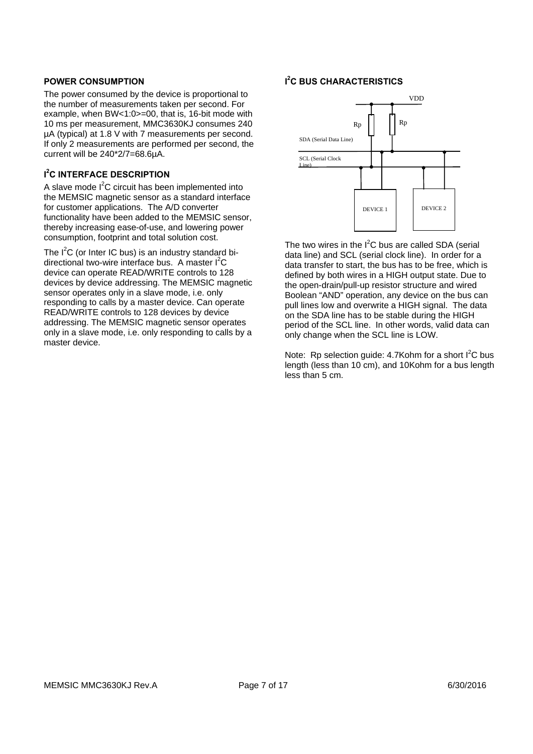## POWER CONSUMPTION

The power consumed by the device is proportional to the number of measurements taken per second. For example, when BW<1:0>=00, that is, 16-bit mode with 10 ms per measurement, MMC3630KJ consumes 240 µA (typical) at 1.8 V with 7 measurements per second. If only 2 measurements are performed per second, the current will be 240*2/7=68.6µA.

## I²C INTERFACE DESCRIPTION

A slave mode I²C circuit has been implemented into the MEMSIC magnetic sensor as a standard interface for customer applications. The A/D converter functionality have been added to the MEMSIC sensor, thereby increasing ease-of-use, and lowering power consumption, footprint and total solution cost.

The I²C (or Inter IC bus) is an industry standard bi-directional two-wire interface bus. A master I²C device can operate READ/WRITE controls to 128 devices by device addressing. The MEMSIC magnetic sensor operates only in a slave mode, i.e. only responding to calls by a master device. Can operate READ/WRITE controls to 128 devices by device addressing. The MEMSIC magnetic sensor operates only in a slave mode, i.e. only responding to calls by a master device.

## I²C BUS CHARACTERISTICS

VDD

Rp Rp

SDA (Serial Data Line)

SCL (Serial Clock Line)

DEVICE 1 DEVICE 2

The two wires in the I²C bus are called SDA (serial data line) and SCL (serial clock line). In order for a data transfer to start, the bus has to be free, which is defined by both wires in a HIGH output state. Due to the open-drain/pull-up resistor structure and wired Boolean "AND" operation, any device on the bus can pull lines low and overwrite a HIGH signal. The data on the SDA line has to be stable during the HIGH period of the SCL line. In other words, valid data can only change when the SCL line is LOW.

Note: Rp selection guide: 4.7Kohm for a short I²C bus length (less than 10 cm), and 10Kohm for a bus length less than 5 cm.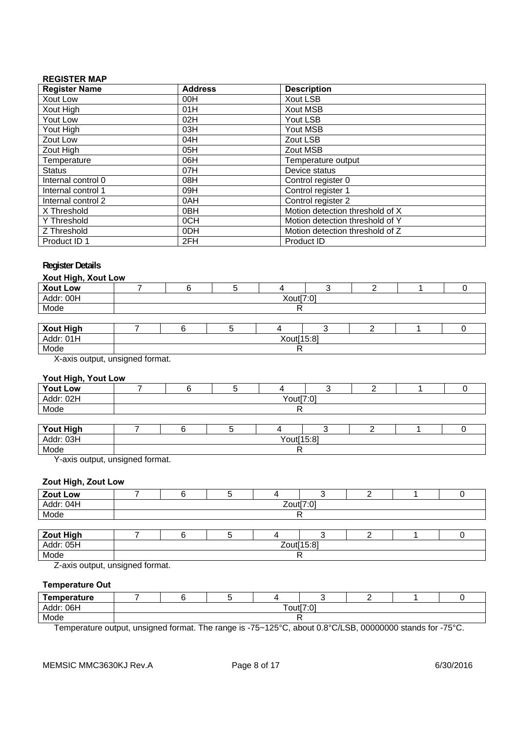**REGISTER MAP**

| Register Name | Address | Description |
|---|---|---|
| Xout Low | 00H | Xout LSB |
| Xout High | 01H | Xout MSB |
| Yout Low | 02H | Yout LSB |
| Yout High | 03H | Yout MSB |
| Zout Low | 04H | Zout LSB |
| Zout High | 05H | Zout MSB |
| Temperature | 06H | Temperature output |
| Status | 07H | Device status |
| Internal control 0 | 08H | Control register 0 |
| Internal control 1 | 09H | Control register 1 |
| Internal control 2 | 0AH | Control register 2 |
| X Threshold | 0BH | Motion detection threshold of X |
| Y Threshold | 0CH | Motion detection threshold of Y |
| Z Threshold | 0DH | Motion detection threshold of Z |
| Product ID 1 | 2FH | Product ID |

## Register Details

### Xout High, Xout Low

| Xout Low | 7 | 6 | 5 | 4 | 3 | 2 | 1 | 0 |
|---|---|---|---|---|---|---|---|---|
| Addr: 00H | Xout[7:0] | | | | | | | |
| Mode | R | | | | | | | |

| Xout High | 7 | 6 | 5 | 4 | 3 | 2 | 1 | 0 |
|---|---|---|---|---|---|---|---|---|
| Addr: 01H | Xout[15:8] | | | | | | | |
| Mode | R | | | | | | | |

X-axis output, unsigned format.

### Yout High, Yout Low

| Yout Low | 7 | 6 | 5 | 4 | 3 | 2 | 1 | 0 |
|---|---|---|---|---|---|---|---|---|
| Addr: 02H | Yout[7:0] | | | | | | | |
| Mode | R | | | | | | | |

| Yout High | 7 | 6 | 5 | 4 | 3 | 2 | 1 | 0 |
|---|---|---|---|---|---|---|---|---|
| Addr: 03H | Yout[15:8] | | | | | | | |
| Mode | R | | | | | | | |

Y-axis output, unsigned format.

### Zout High, Zout Low

| Zout Low | 7 | 6 | 5 | 4 | 3 | 2 | 1 | 0 |
|---|---|---|---|---|---|---|---|---|
| Addr: 04H | Zout[7:0] | | | | | | | |
| Mode | R | | | | | | | |

| Zout High | 7 | 6 | 5 | 4 | 3 | 2 | 1 | 0 |
|---|---|---|---|---|---|---|---|---|
| Addr: 05H | Zout[15:8] | | | | | | | |
| Mode | R | | | | | | | |

Z-axis output, unsigned format.

### Temperature Out

| Temperature | 7 | 6 | 5 | 4 | 3 | 2 | 1 | 0 |
|---|---|---|---|---|---|---|---|---|
| Addr: 06H | Tout[7:0] | | | | | | | |
| Mode | R | | | | | | | |

Temperature output, unsigned format. The range is -75~125°C, about 0.8°C/LSB, 00000000 stands for -75°C.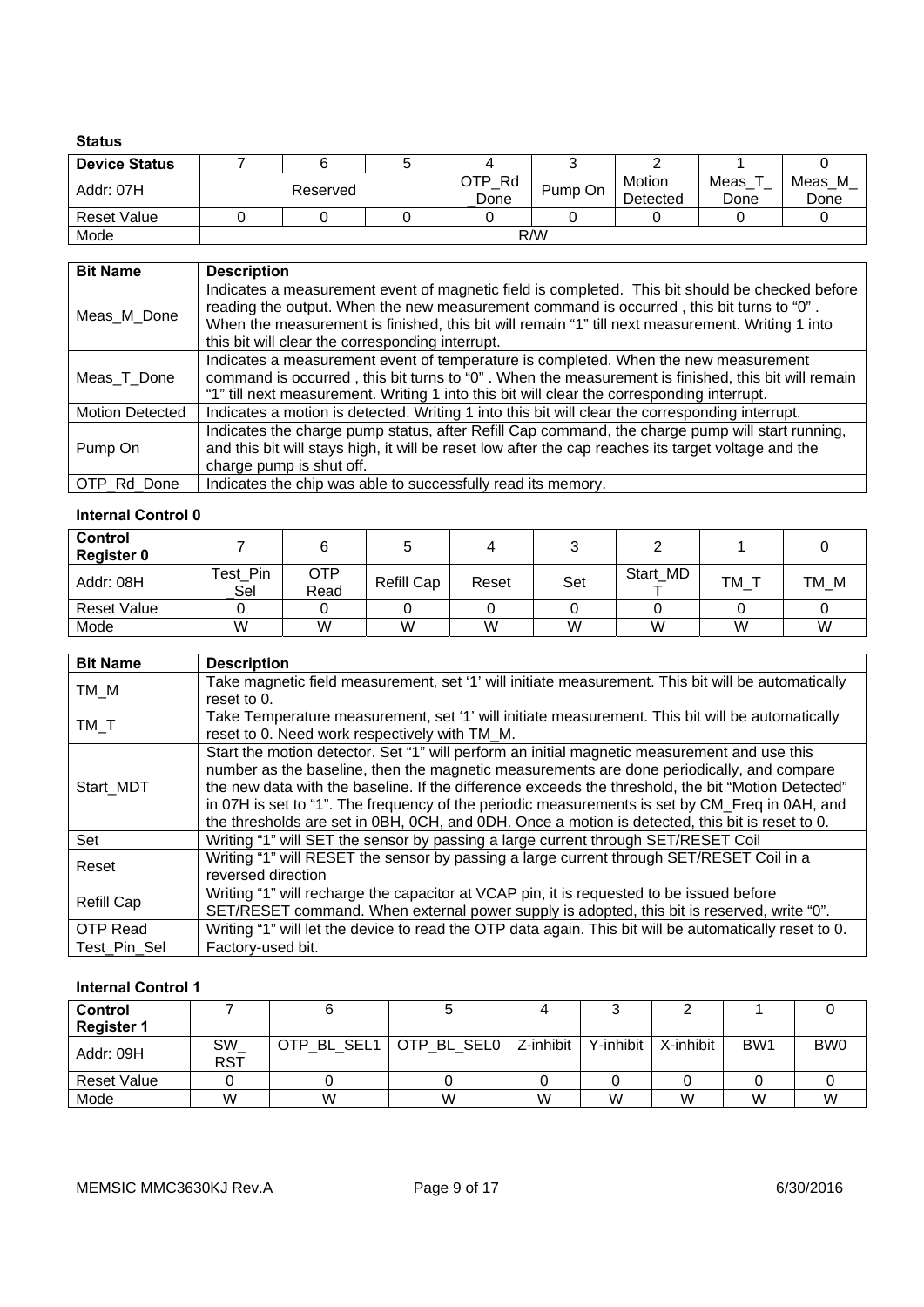**Status**

| Device Status | 7 | 6 | 5 | 4 | 3 | 2 | 1 | 0 |
|---|---|---|---|---|---|---|---|---|
| Addr: 07H | Reserved | | | OTP_Rd_Done | Pump On | Motion Detected | Meas_T_Done | Meas_M_Done |
| Reset Value | 0 | 0 | 0 | 0 | 0 | 0 | 0 | 0 |
| Mode | R/W | | | | | | | |

| Bit Name | Description |
|---|---|
| Meas_M_Done | Indicates a measurement event of magnetic field is completed. This bit should be checked before reading the output. When the new measurement command is occurred , this bit turns to "0" . When the measurement is finished, this bit will remain "1" till next measurement. Writing 1 into this bit will clear the corresponding interrupt. |
| Meas_T_Done | Indicates a measurement event of temperature is completed. When the new measurement command is occurred , this bit turns to "0" . When the measurement is finished, this bit will remain "1" till next measurement. Writing 1 into this bit will clear the corresponding interrupt. |
| Motion Detected | Indicates a motion is detected. Writing 1 into this bit will clear the corresponding interrupt. |
| Pump On | Indicates the charge pump status, after Refill Cap command, the charge pump will start running, and this bit will stays high, it will be reset low after the cap reaches its target voltage and the charge pump is shut off. |
| OTP_Rd_Done | Indicates the chip was able to successfully read its memory. |

**Internal Control 0**

| Control Register 0 | 7 | 6 | 5 | 4 | 3 | 2 | 1 | 0 |
|---|---|---|---|---|---|---|---|---|
| Addr: 08H | Test_Pin_Sel | OTP Read | Refill Cap | Reset | Set | Start_MDT | TM_T | TM_M |
| Reset Value | 0 | 0 | 0 | 0 | 0 | 0 | 0 | 0 |
| Mode | W | W | W | W | W | W | W | W |

| Bit Name | Description |
|---|---|
| TM_M | Take magnetic field measurement, set '1' will initiate measurement. This bit will be automatically reset to 0. |
| TM_T | Take Temperature measurement, set '1' will initiate measurement. This bit will be automatically reset to 0. Need work respectively with TM_M. |
| Start_MDT | Start the motion detector. Set "1" will perform an initial magnetic measurement and use this number as the baseline, then the magnetic measurements are done periodically, and compare the new data with the baseline. If the difference exceeds the threshold, the bit "Motion Detected" in 07H is set to "1". The frequency of the periodic measurements is set by CM_Freq in 0AH, and the thresholds are set in 0BH, 0CH, and 0DH. Once a motion is detected, this bit is reset to 0. |
| Set | Writing "1" will SET the sensor by passing a large current through SET/RESET Coil |
| Reset | Writing "1" will RESET the sensor by passing a large current through SET/RESET Coil in a reversed direction |
| Refill Cap | Writing "1" will recharge the capacitor at VCAP pin, it is requested to be issued before SET/RESET command. When external power supply is adopted, this bit is reserved, write "0". |
| OTP Read | Writing "1" will let the device to read the OTP data again. This bit will be automatically reset to 0. |
| Test_Pin_Sel | Factory-used bit. |

**Internal Control 1**

| Control Register 1 | 7 | 6 | 5 | 4 | 3 | 2 | 1 | 0 |
|---|---|---|---|---|---|---|---|---|
| Addr: 09H | SW_RST | OTP_BL_SEL1 | OTP_BL_SEL0 | Z-inhibit | Y-inhibit | X-inhibit | BW1 | BW0 |
| Reset Value | 0 | 0 | 0 | 0 | 0 | 0 | 0 | 0 |
| Mode | W | W | W | W | W | W | W | W |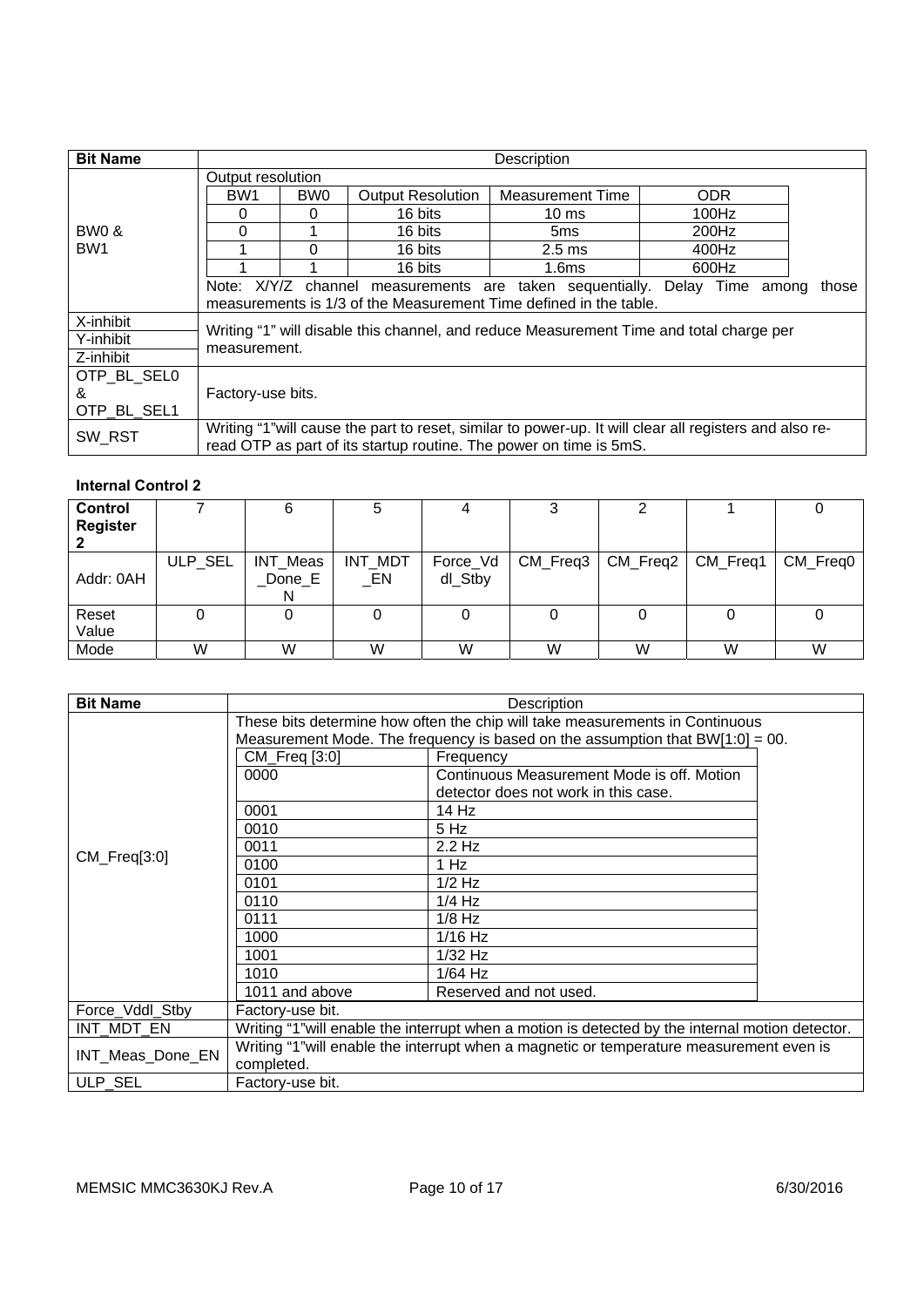<table>
<tr><th>Bit Name</th><th>Description</th></tr>
<tr><td>BW0 &amp; BW1</td><td>Output resolution<br>
<table>
<tr><td>BW1</td><td>BW0</td><td>Output Resolution</td><td>Measurement Time</td><td>ODR</td></tr>
<tr><td>0</td><td>0</td><td>16 bits</td><td>10 ms</td><td>100Hz</td></tr>
<tr><td>0</td><td>1</td><td>16 bits</td><td>5ms</td><td>200Hz</td></tr>
<tr><td>1</td><td>0</td><td>16 bits</td><td>2.5 ms</td><td>400Hz</td></tr>
<tr><td>1</td><td>1</td><td>16 bits</td><td>1.6ms</td><td>600Hz</td></tr>
</table>
Note: X/Y/Z channel measurements are taken sequentially. Delay Time among those measurements is 1/3 of the Measurement Time defined in the table.</td></tr>
<tr><td>X-inhibit</td><td rowspan="3">Writing “1” will disable this channel, and reduce Measurement Time and total charge per measurement.</td></tr>
<tr><td>Y-inhibit</td></tr>
<tr><td>Z-inhibit</td></tr>
<tr><td>OTP_BL_SEL0 &amp; OTP_BL_SEL1</td><td>Factory-use bits.</td></tr>
<tr><td>SW_RST</td><td>Writing “1”will cause the part to reset, similar to power-up. It will clear all registers and also re-read OTP as part of its startup routine. The power on time is 5mS.</td></tr>
</table>

**Internal Control 2**

| Control Register 2 | 7 | 6 | 5 | 4 | 3 | 2 | 1 | 0 |
|---|---|---|---|---|---|---|---|---|
| Addr: 0AH | ULP_SEL | INT_Meas_Done_EN | INT_MDT_EN | Force_Vddl_Stby | CM_Freq3 | CM_Freq2 | CM_Freq1 | CM_Freq0 |
| Reset Value | 0 | 0 | 0 | 0 | 0 | 0 | 0 | 0 |
| Mode | W | W | W | W | W | W | W | W |

<table>
<tr><th>Bit Name</th><th>Description</th></tr>
<tr><td>CM_Freq[3:0]</td><td>These bits determine how often the chip will take measurements in Continuous Measurement Mode. The frequency is based on the assumption that BW[1:0] = 00.<br>
<table>
<tr><td>CM_Freq [3:0]</td><td>Frequency</td></tr>
<tr><td>0000</td><td>Continuous Measurement Mode is off. Motion detector does not work in this case.</td></tr>
<tr><td>0001</td><td>14 Hz</td></tr>
<tr><td>0010</td><td>5 Hz</td></tr>
<tr><td>0011</td><td>2.2 Hz</td></tr>
<tr><td>0100</td><td>1 Hz</td></tr>
<tr><td>0101</td><td>1/2 Hz</td></tr>
<tr><td>0110</td><td>1/4 Hz</td></tr>
<tr><td>0111</td><td>1/8 Hz</td></tr>
<tr><td>1000</td><td>1/16 Hz</td></tr>
<tr><td>1001</td><td>1/32 Hz</td></tr>
<tr><td>1010</td><td>1/64 Hz</td></tr>
<tr><td>1011 and above</td><td>Reserved and not used.</td></tr>
</table></td></tr>
<tr><td>Force_Vddl_Stby</td><td>Factory-use bit.</td></tr>
<tr><td>INT_MDT_EN</td><td>Writing “1”will enable the interrupt when a motion is detected by the internal motion detector.</td></tr>
<tr><td>INT_Meas_Done_EN</td><td>Writing “1”will enable the interrupt when a magnetic or temperature measurement even is completed.</td></tr>
<tr><td>ULP_SEL</td><td>Factory-use bit.</td></tr>
</table>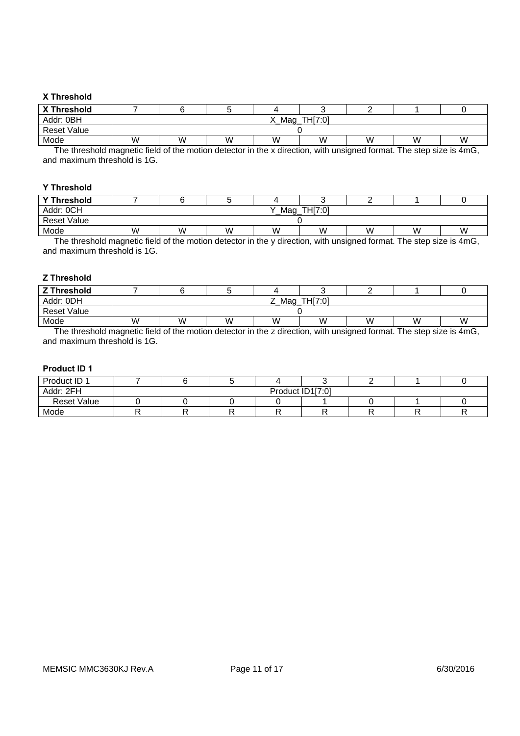### X Threshold

| X Threshold | 7 | 6 | 5 | 4 | 3 | 2 | 1 | 0 |
|---|---|---|---|---|---|---|---|---|
| Addr: 0BH | X_Mag_TH[7:0] | | | | | | | |
| Reset Value | 0 | | | | | | | |
| Mode | W | W | W | W | W | W | W | W |

The threshold magnetic field of the motion detector in the x direction, with unsigned format. The step size is 4mG, and maximum threshold is 1G.

### Y Threshold

| Y Threshold | 7 | 6 | 5 | 4 | 3 | 2 | 1 | 0 |
|---|---|---|---|---|---|---|---|---|
| Addr: 0CH | Y_Mag_TH[7:0] | | | | | | | |
| Reset Value | 0 | | | | | | | |
| Mode | W | W | W | W | W | W | W | W |

The threshold magnetic field of the motion detector in the y direction, with unsigned format. The step size is 4mG, and maximum threshold is 1G.

### Z Threshold

| Z Threshold | 7 | 6 | 5 | 4 | 3 | 2 | 1 | 0 |
|---|---|---|---|---|---|---|---|---|
| Addr: 0DH | Z_Mag_TH[7:0] | | | | | | | |
| Reset Value | 0 | | | | | | | |
| Mode | W | W | W | W | W | W | W | W |

The threshold magnetic field of the motion detector in the z direction, with unsigned format. The step size is 4mG, and maximum threshold is 1G.

### Product ID 1

| Product ID 1 | 7 | 6 | 5 | 4 | 3 | 2 | 1 | 0 |
|---|---|---|---|---|---|---|---|---|
| Addr: 2FH | Product ID1[7:0] | | | | | | | |
| Reset Value | 0 | 0 | 0 | 0 | 1 | 0 | 1 | 0 |
| Mode | R | R | R | R | R | R | R | R |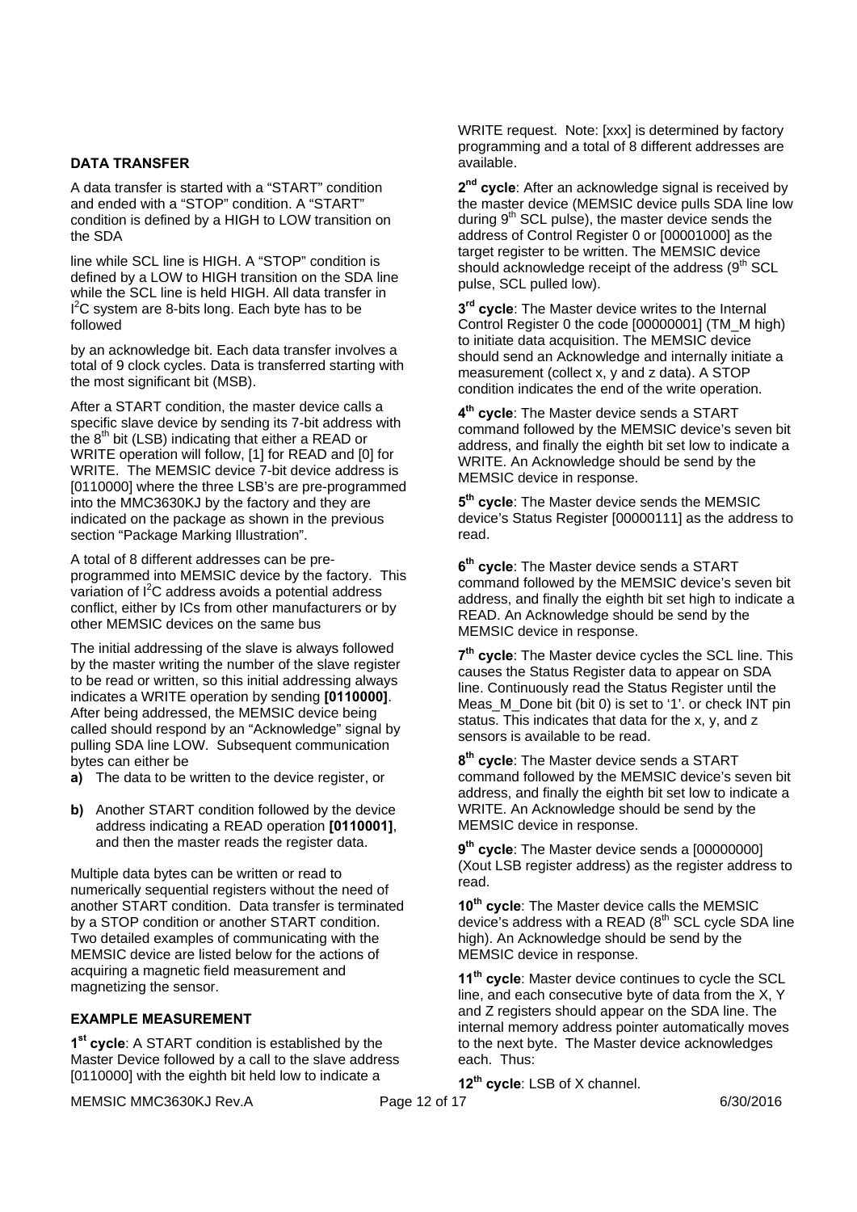### DATA TRANSFER

A data transfer is started with a "START" condition and ended with a "STOP" condition. A "START" condition is defined by a HIGH to LOW transition on the SDA

line while SCL line is HIGH. A "STOP" condition is defined by a LOW to HIGH transition on the SDA line while the SCL line is held HIGH. All data transfer in $I^2C$ system are 8-bits long. Each byte has to be followed

by an acknowledge bit. Each data transfer involves a total of 9 clock cycles. Data is transferred starting with the most significant bit (MSB).

After a START condition, the master device calls a specific slave device by sending its 7-bit address with the 8th bit (LSB) indicating that either a READ or WRITE operation will follow, [1] for READ and [0] for WRITE. The MEMSIC device 7-bit device address is [0110000] where the three LSB's are pre-programmed into the MMC3630KJ by the factory and they are indicated on the package as shown in the previous section "Package Marking Illustration".

A total of 8 different addresses can be pre-programmed into MEMSIC device by the factory. This variation of $I^2C$ address avoids a potential address conflict, either by ICs from other manufacturers or by other MEMSIC devices on the same bus

The initial addressing of the slave is always followed by the master writing the number of the slave register to be read or written, so this initial addressing always indicates a WRITE operation by sending **[0110000]**. After being addressed, the MEMSIC device being called should respond by an "Acknowledge" signal by pulling SDA line LOW. Subsequent communication bytes can either be

**a)** The data to be written to the device register, or

**b)** Another START condition followed by the device address indicating a READ operation **[0110001]**, and then the master reads the register data.

Multiple data bytes can be written or read to numerically sequential registers without the need of another START condition. Data transfer is terminated by a STOP condition or another START condition. Two detailed examples of communicating with the MEMSIC device are listed below for the actions of acquiring a magnetic field measurement and magnetizing the sensor.

### EXAMPLE MEASUREMENT

**1st cycle**: A START condition is established by the Master Device followed by a call to the slave address [0110000] with the eighth bit held low to indicate a WRITE request. Note: [xxx] is determined by factory programming and a total of 8 different addresses are available.

**2nd cycle**: After an acknowledge signal is received by the master device (MEMSIC device pulls SDA line low during 9th SCL pulse), the master device sends the address of Control Register 0 or [00001000] as the target register to be written. The MEMSIC device should acknowledge receipt of the address (9th SCL pulse, SCL pulled low).

**3rd cycle**: The Master device writes to the Internal Control Register 0 the code [00000001] (TM_M high) to initiate data acquisition. The MEMSIC device should send an Acknowledge and internally initiate a measurement (collect x, y and z data). A STOP condition indicates the end of the write operation.

**4th cycle**: The Master device sends a START command followed by the MEMSIC device's seven bit address, and finally the eighth bit set low to indicate a WRITE. An Acknowledge should be send by the MEMSIC device in response.

**5th cycle**: The Master device sends the MEMSIC device's Status Register [00000111] as the address to read.

**6th cycle**: The Master device sends a START command followed by the MEMSIC device's seven bit address, and finally the eighth bit set high to indicate a READ. An Acknowledge should be send by the MEMSIC device in response.

**7th cycle**: The Master device cycles the SCL line. This causes the Status Register data to appear on SDA line. Continuously read the Status Register until the Meas_M_Done bit (bit 0) is set to '1'. or check INT pin status. This indicates that data for the x, y, and z sensors is available to be read.

**8th cycle**: The Master device sends a START command followed by the MEMSIC device's seven bit address, and finally the eighth bit set low to indicate a WRITE. An Acknowledge should be send by the MEMSIC device in response.

**9th cycle**: The Master device sends a [00000000] (Xout LSB register address) as the register address to read.

**10th cycle**: The Master device calls the MEMSIC device's address with a READ (8th SCL cycle SDA line high). An Acknowledge should be send by the MEMSIC device in response.

**11th cycle**: Master device continues to cycle the SCL line, and each consecutive byte of data from the X, Y and Z registers should appear on the SDA line. The internal memory address pointer automatically moves to the next byte. The Master device acknowledges each. Thus:

**12th cycle**: LSB of X channel.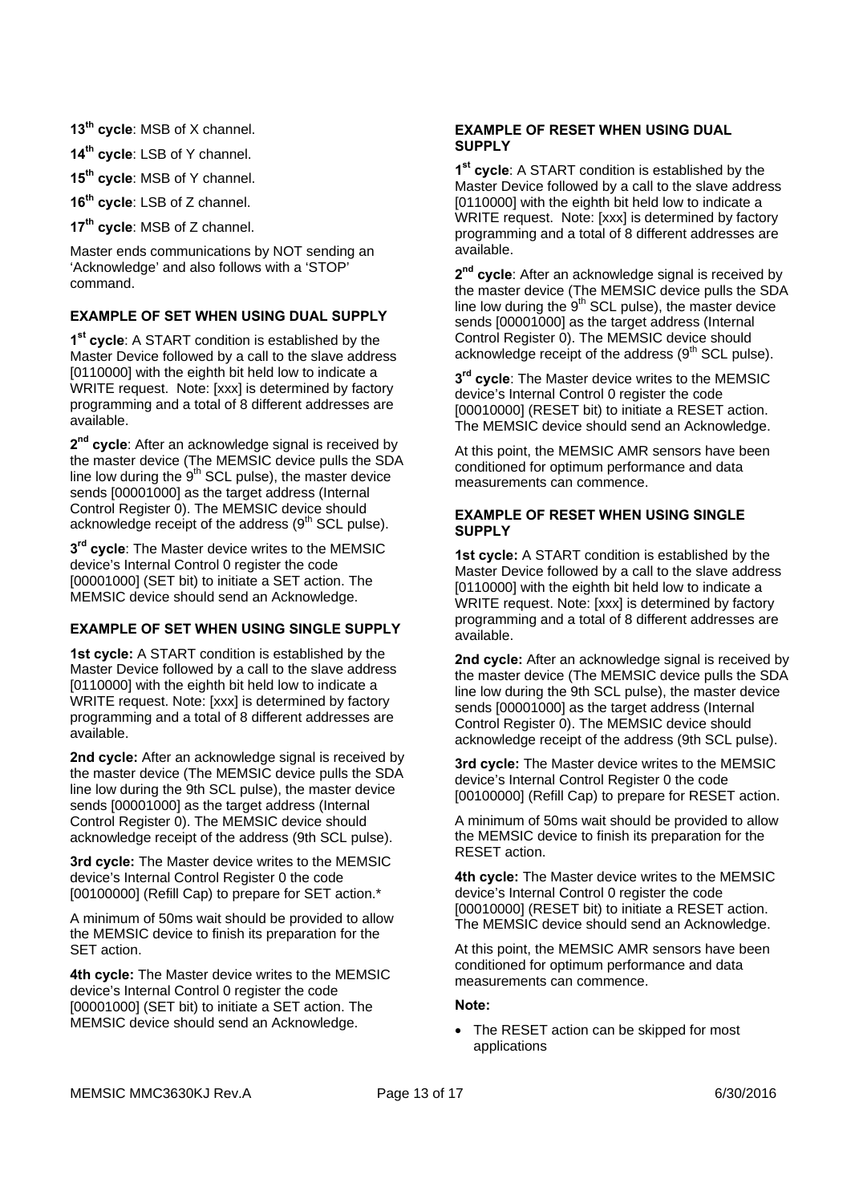**13th cycle**: MSB of X channel.

**14th cycle**: LSB of Y channel.

**15th cycle**: MSB of Y channel.

**16th cycle**: LSB of Z channel.

**17th cycle**: MSB of Z channel.

Master ends communications by NOT sending an 'Acknowledge' and also follows with a 'STOP' command.

### EXAMPLE OF SET WHEN USING DUAL SUPPLY

**1st cycle**: A START condition is established by the Master Device followed by a call to the slave address [0110000] with the eighth bit held low to indicate a WRITE request. Note: [xxx] is determined by factory programming and a total of 8 different addresses are available.

**2nd cycle**: After an acknowledge signal is received by the master device (The MEMSIC device pulls the SDA line low during the 9th SCL pulse), the master device sends [00001000] as the target address (Internal Control Register 0). The MEMSIC device should acknowledge receipt of the address (9th SCL pulse).

**3rd cycle**: The Master device writes to the MEMSIC device's Internal Control 0 register the code [00001000] (SET bit) to initiate a SET action. The MEMSIC device should send an Acknowledge.

### EXAMPLE OF SET WHEN USING SINGLE SUPPLY

**1st cycle:** A START condition is established by the Master Device followed by a call to the slave address [0110000] with the eighth bit held low to indicate a WRITE request. Note: [xxx] is determined by factory programming and a total of 8 different addresses are available.

**2nd cycle:** After an acknowledge signal is received by the master device (The MEMSIC device pulls the SDA line low during the 9th SCL pulse), the master device sends [00001000] as the target address (Internal Control Register 0). The MEMSIC device should acknowledge receipt of the address (9th SCL pulse).

**3rd cycle:** The Master device writes to the MEMSIC device's Internal Control Register 0 the code [00100000] (Refill Cap) to prepare for SET action.*

A minimum of 50ms wait should be provided to allow the MEMSIC device to finish its preparation for the SET action.

**4th cycle:** The Master device writes to the MEMSIC device's Internal Control 0 register the code [00001000] (SET bit) to initiate a SET action. The MEMSIC device should send an Acknowledge.

### EXAMPLE OF RESET WHEN USING DUAL SUPPLY

**1st cycle**: A START condition is established by the Master Device followed by a call to the slave address [0110000] with the eighth bit held low to indicate a WRITE request. Note: [xxx] is determined by factory programming and a total of 8 different addresses are available.

**2nd cycle**: After an acknowledge signal is received by the master device (The MEMSIC device pulls the SDA line low during the 9th SCL pulse), the master device sends [00001000] as the target address (Internal Control Register 0). The MEMSIC device should acknowledge receipt of the address (9th SCL pulse).

**3rd cycle**: The Master device writes to the MEMSIC device's Internal Control 0 register the code [00010000] (RESET bit) to initiate a RESET action. The MEMSIC device should send an Acknowledge.

At this point, the MEMSIC AMR sensors have been conditioned for optimum performance and data measurements can commence.

### EXAMPLE OF RESET WHEN USING SINGLE SUPPLY

**1st cycle:** A START condition is established by the Master Device followed by a call to the slave address [0110000] with the eighth bit held low to indicate a WRITE request. Note: [xxx] is determined by factory programming and a total of 8 different addresses are available.

**2nd cycle:** After an acknowledge signal is received by the master device (The MEMSIC device pulls the SDA line low during the 9th SCL pulse), the master device sends [00001000] as the target address (Internal Control Register 0). The MEMSIC device should acknowledge receipt of the address (9th SCL pulse).

**3rd cycle:** The Master device writes to the MEMSIC device's Internal Control Register 0 the code [00100000] (Refill Cap) to prepare for RESET action.

A minimum of 50ms wait should be provided to allow the MEMSIC device to finish its preparation for the RESET action.

**4th cycle:** The Master device writes to the MEMSIC device's Internal Control 0 register the code [00010000] (RESET bit) to initiate a RESET action. The MEMSIC device should send an Acknowledge.

At this point, the MEMSIC AMR sensors have been conditioned for optimum performance and data measurements can commence.

**Note:**

- The RESET action can be skipped for most applications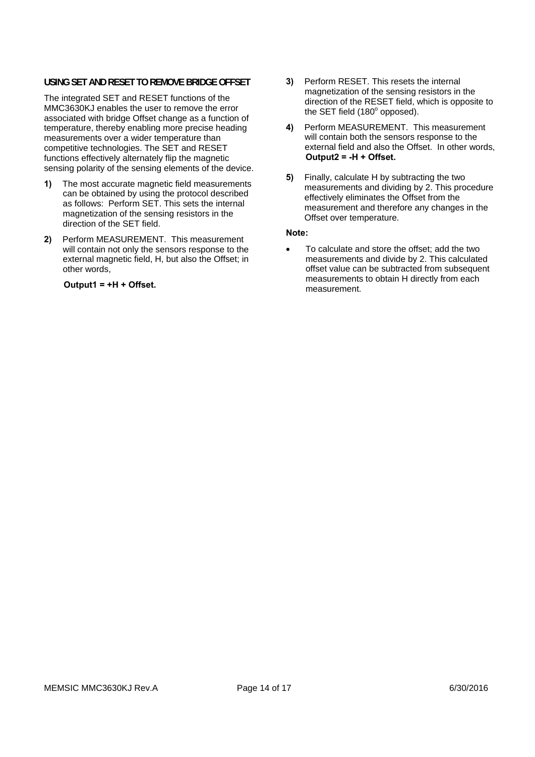## USING SET AND RESET TO REMOVE BRIDGE OFFSET

The integrated SET and RESET functions of the MMC3630KJ enables the user to remove the error associated with bridge Offset change as a function of temperature, thereby enabling more precise heading measurements over a wider temperature than competitive technologies. The SET and RESET functions effectively alternately flip the magnetic sensing polarity of the sensing elements of the device.

1) The most accurate magnetic field measurements can be obtained by using the protocol described as follows: Perform SET. This sets the internal magnetization of the sensing resistors in the direction of the SET field.

2) Perform MEASUREMENT. This measurement will contain not only the sensors response to the external magnetic field, H, but also the Offset; in other words,

   **Output1 = +H + Offset.**

3) Perform RESET. This resets the internal magnetization of the sensing resistors in the direction of the RESET field, which is opposite to the SET field (180$^{o}$ opposed).

4) Perform MEASUREMENT. This measurement will contain both the sensors response to the external field and also the Offset. In other words, **Output2 = -H + Offset.**

5) Finally, calculate H by subtracting the two measurements and dividing by 2. This procedure effectively eliminates the Offset from the measurement and therefore any changes in the Offset over temperature.

**Note:**

- To calculate and store the offset; add the two measurements and divide by 2. This calculated offset value can be subtracted from subsequent measurements to obtain H directly from each measurement.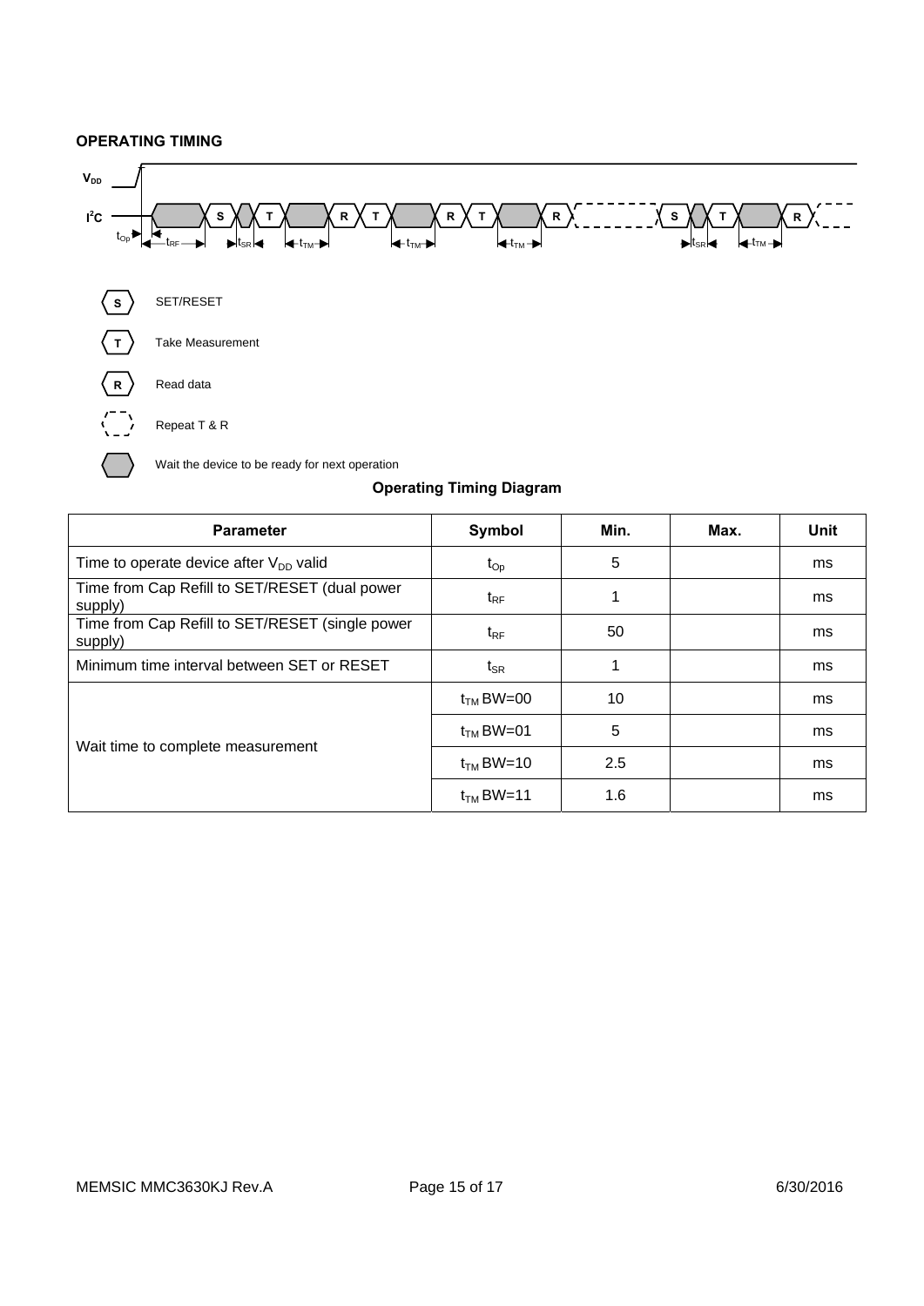## OPERATING TIMING

$V_{DD}$

$I^2C$

S T R T R T R S T R

$t_{Op}$ $t_{RF}$ $t_{SR}$ $t_{TM}$ $t_{TM}$ $t_{TM}$ $t_{SR}$ $t_{TM}$

S — SET/RESET

T — Take Measurement

R — Read data

Repeat T & R

Wait the device to be ready for next operation

**Operating Timing Diagram**

| Parameter | Symbol | Min. | Max. | Unit |
|---|---|---|---|---|
| Time to operate device after $V_{DD}$ valid | $t_{Op}$ | 5 | | ms |
| Time from Cap Refill to SET/RESET (dual power supply) | $t_{RF}$ | 1 | | ms |
| Time from Cap Refill to SET/RESET (single power supply) | $t_{RF}$ | 50 | | ms |
| Minimum time interval between SET or RESET | $t_{SR}$ | 1 | | ms |
| Wait time to complete measurement | $t_{TM}$ BW=00 | 10 | | ms |
| | $t_{TM}$ BW=01 | 5 | | ms |
| | $t_{TM}$ BW=10 | 2.5 | | ms |
| | $t_{TM}$ BW=11 | 1.6 | | ms |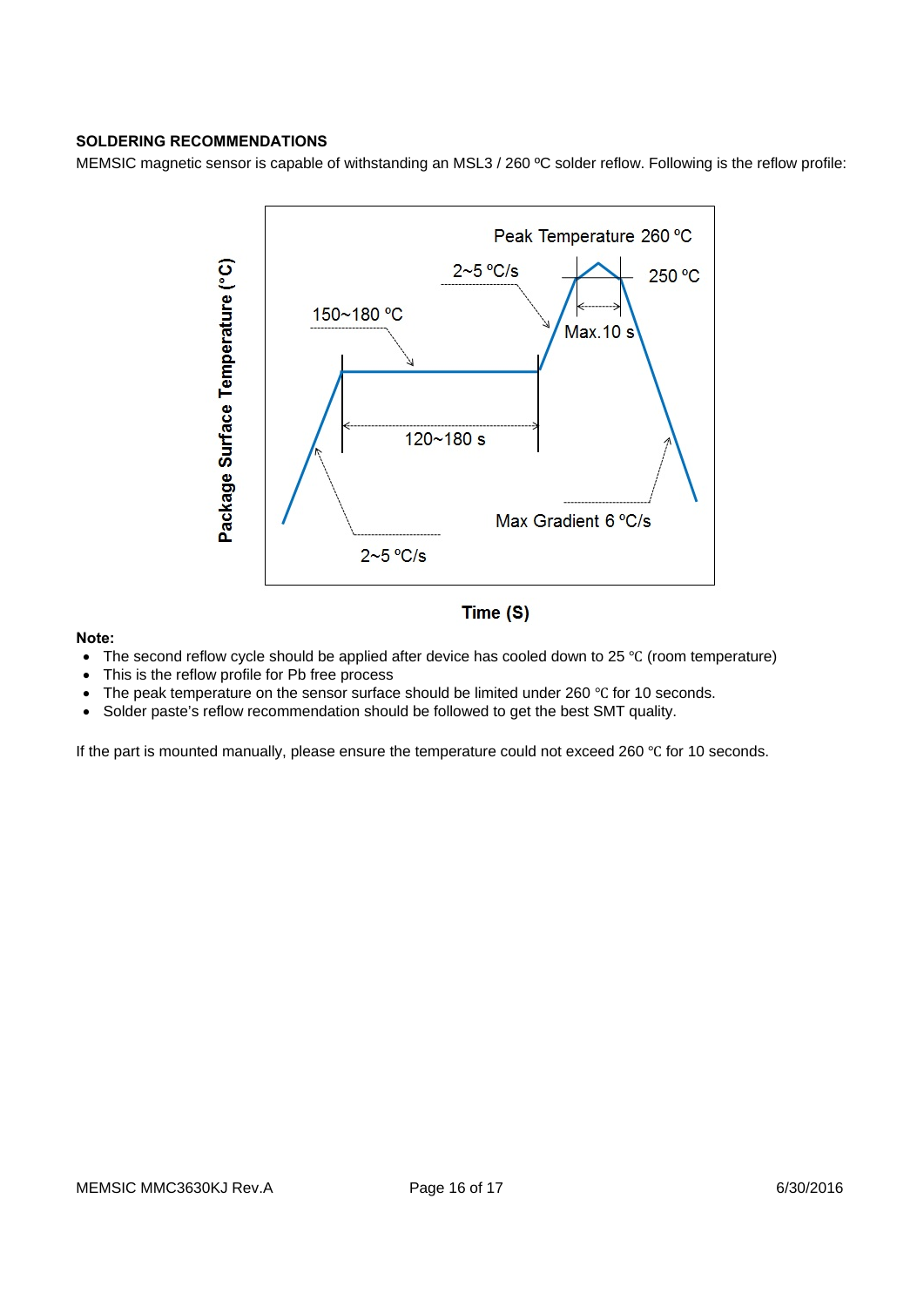**SOLDERING RECOMMENDATIONS**

MEMSIC magnetic sensor is capable of withstanding an MSL3 / 260 ºC solder reflow. Following is the reflow profile:

Peak Temperature 260 ºC

2~5 ºC/s

250 ºC

150~180 ºC

Max.10 s

120~180 s

Max Gradient 6 ºC/s

2~5 ºC/s

Package Surface Temperature (°C)

Time (S)

**Note:**

- The second reflow cycle should be applied after device has cooled down to 25 ℃ (room temperature)
- This is the reflow profile for Pb free process
- The peak temperature on the sensor surface should be limited under 260 ℃ for 10 seconds.
- Solder paste's reflow recommendation should be followed to get the best SMT quality.

If the part is mounted manually, please ensure the temperature could not exceed 260 ℃ for 10 seconds.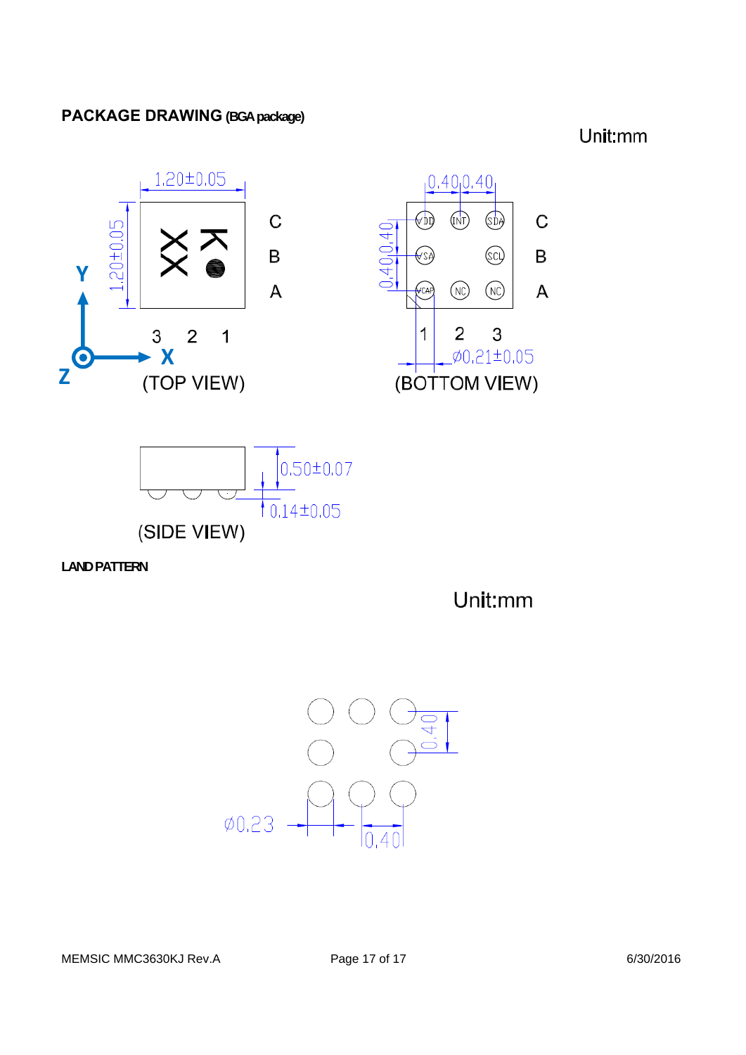## PACKAGE DRAWING (BGA package)

Unit:mm

1.20±0.05

1.20±0.05

XX K

C
B
A

3 2 1

Y
X
Z

(TOP VIEW)

0.40 0.40

0.40 0.40

VDD INT SDA
VSA SCL
VCAP NC NC

C
B
A

1 2 3

ø0.21±0.05

(BOTTOM VIEW)

0.50±0.07

0.14±0.05

(SIDE VIEW)

## LAND PATTERN

Unit:mm

0.40

ø0.23

0.40